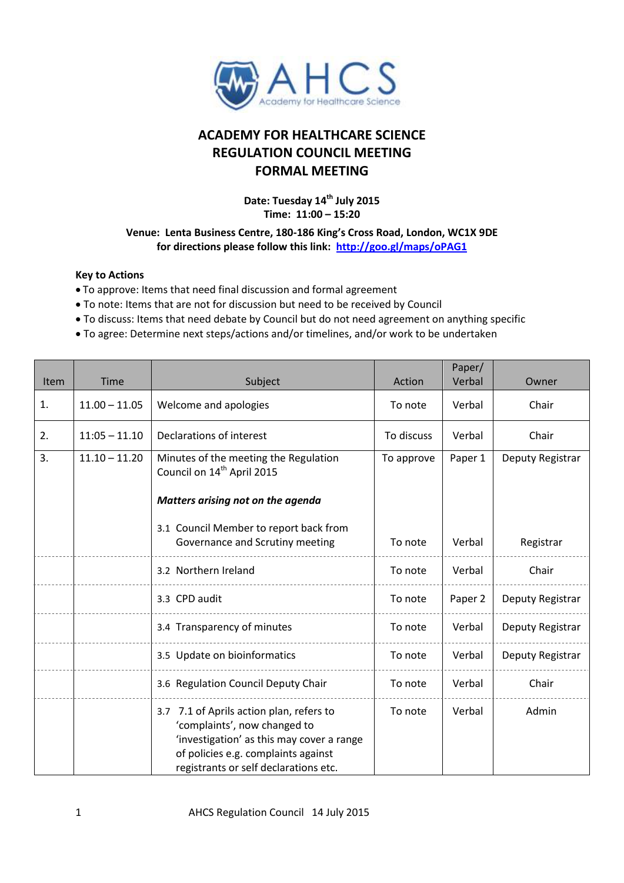# ACADEMY FOR HEALTHCARE SCIENCE
# REGULATION COUNCIL MEETING
# FORMAL MEETING

**Date: Tuesday 14th July 2015**
**Time: 11:00 – 15:20**

**Venue: Lenta Business Centre, 180-186 King's Cross Road, London, WC1X 9DE**
**for directions please follow this link: [http://goo.gl/maps/oPAG1](http://goo.gl/maps/oPAG1)**

**Key to Actions**

- To approve: Items that need final discussion and formal agreement
- To note: Items that are not for discussion but need to be received by Council
- To discuss: Items that need debate by Council but do not need agreement on anything specific
- To agree: Determine next steps/actions and/or timelines, and/or work to be undertaken

| Item | Time | Subject | Action | Paper/ Verbal | Owner |
|---|---|---|---|---|---|
| 1. | 11.00 – 11.05 | Welcome and apologies | To note | Verbal | Chair |
| 2. | 11:05 – 11.10 | Declarations of interest | To discuss | Verbal | Chair |
| 3. | 11.10 – 11.20 | Minutes of the meeting the Regulation Council on 14th April 2015 | To approve | Paper 1 | Deputy Registrar |
| | | ***Matters arising not on the agenda*** | | | |
| | | 3.1 Council Member to report back from Governance and Scrutiny meeting | To note | Verbal | Registrar |
| | | 3.2 Northern Ireland | To note | Verbal | Chair |
| | | 3.3 CPD audit | To note | Paper 2 | Deputy Registrar |
| | | 3.4 Transparency of minutes | To note | Verbal | Deputy Registrar |
| | | 3.5 Update on bioinformatics | To note | Verbal | Deputy Registrar |
| | | 3.6 Regulation Council Deputy Chair | To note | Verbal | Chair |
| | | 3.7 7.1 of Aprils action plan, refers to 'complaints', now changed to 'investigation' as this may cover a range of policies e.g. complaints against registrants or self declarations etc. | To note | Verbal | Admin |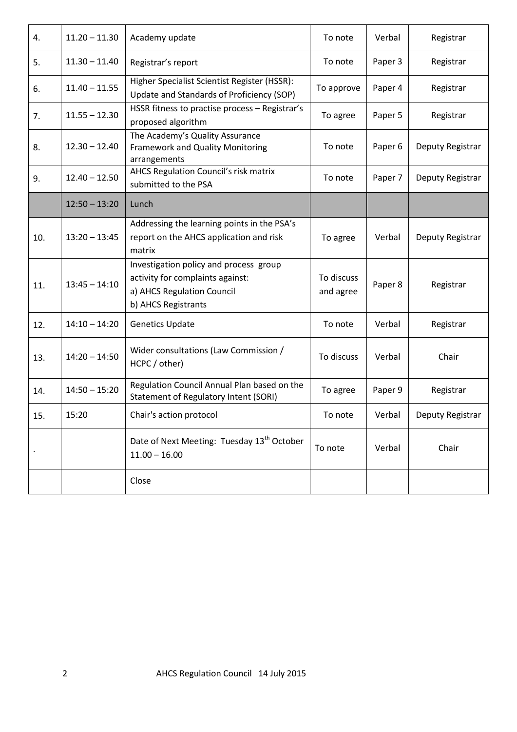| | | | | | |
|---|---|---|---|---|---|
| 4. | 11.20 – 11.30 | Academy update | To note | Verbal | Registrar |
| 5. | 11.30 – 11.40 | Registrar's report | To note | Paper 3 | Registrar |
| 6. | 11.40 – 11.55 | Higher Specialist Scientist Register (HSSR): Update and Standards of Proficiency (SOP) | To approve | Paper 4 | Registrar |
| 7. | 11.55 – 12.30 | HSSR fitness to practise process – Registrar's proposed algorithm | To agree | Paper 5 | Registrar |
| 8. | 12.30 – 12.40 | The Academy's Quality Assurance Framework and Quality Monitoring arrangements | To note | Paper 6 | Deputy Registrar |
| 9. | 12.40 – 12.50 | AHCS Regulation Council's risk matrix submitted to the PSA | To note | Paper 7 | Deputy Registrar |
| | 12:50 – 13:20 | Lunch | | | |
| 10. | 13:20 – 13:45 | Addressing the learning points in the PSA's report on the AHCS application and risk matrix | To agree | Verbal | Deputy Registrar |
| 11. | 13:45 – 14:10 | Investigation policy and process group activity for complaints against:<br>a) AHCS Regulation Council<br>b) AHCS Registrants | To discuss and agree | Paper 8 | Registrar |
| 12. | 14:10 – 14:20 | Genetics Update | To note | Verbal | Registrar |
| 13. | 14:20 – 14:50 | Wider consultations (Law Commission / HCPC / other) | To discuss | Verbal | Chair |
| 14. | 14:50 – 15:20 | Regulation Council Annual Plan based on the Statement of Regulatory Intent (SORI) | To agree | Paper 9 | Registrar |
| 15. | 15:20 | Chair's action protocol | To note | Verbal | Deputy Registrar |
| . | | Date of Next Meeting: Tuesday 13th October 11.00 – 16.00 | To note | Verbal | Chair |
| | | Close | | | |